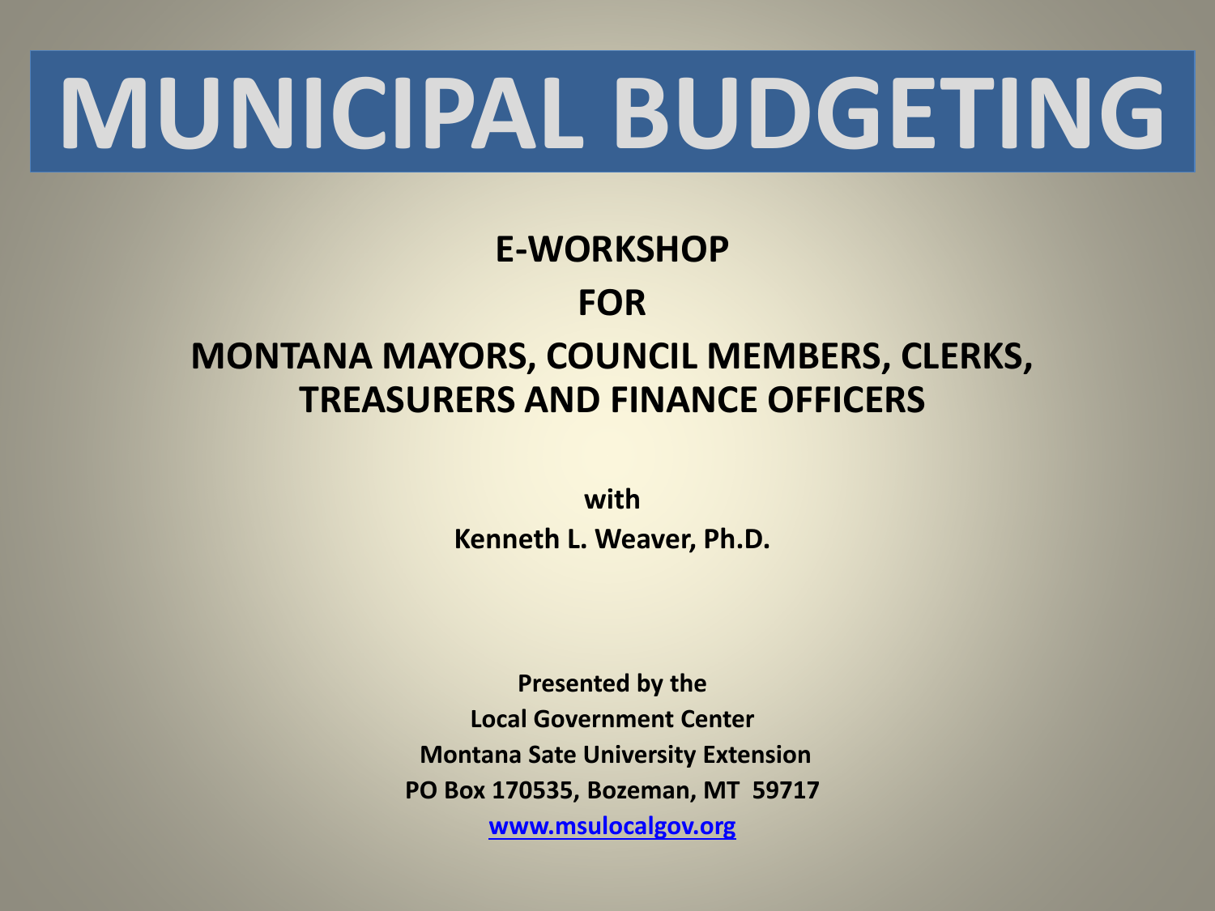# MUNICIPAL BUDGETING

**E-WORKSHOP**

**FOR**

**MONTANA MAYORS, COUNCIL MEMBERS, CLERKS, TREASURERS AND FINANCE OFFICERS**

**with**

**Kenneth L. Weaver, Ph.D.**

**Presented by the**
**Local Government Center**
**Montana Sate University Extension**
**PO Box 170535, Bozeman, MT 59717**
**www.msulocalgov.org**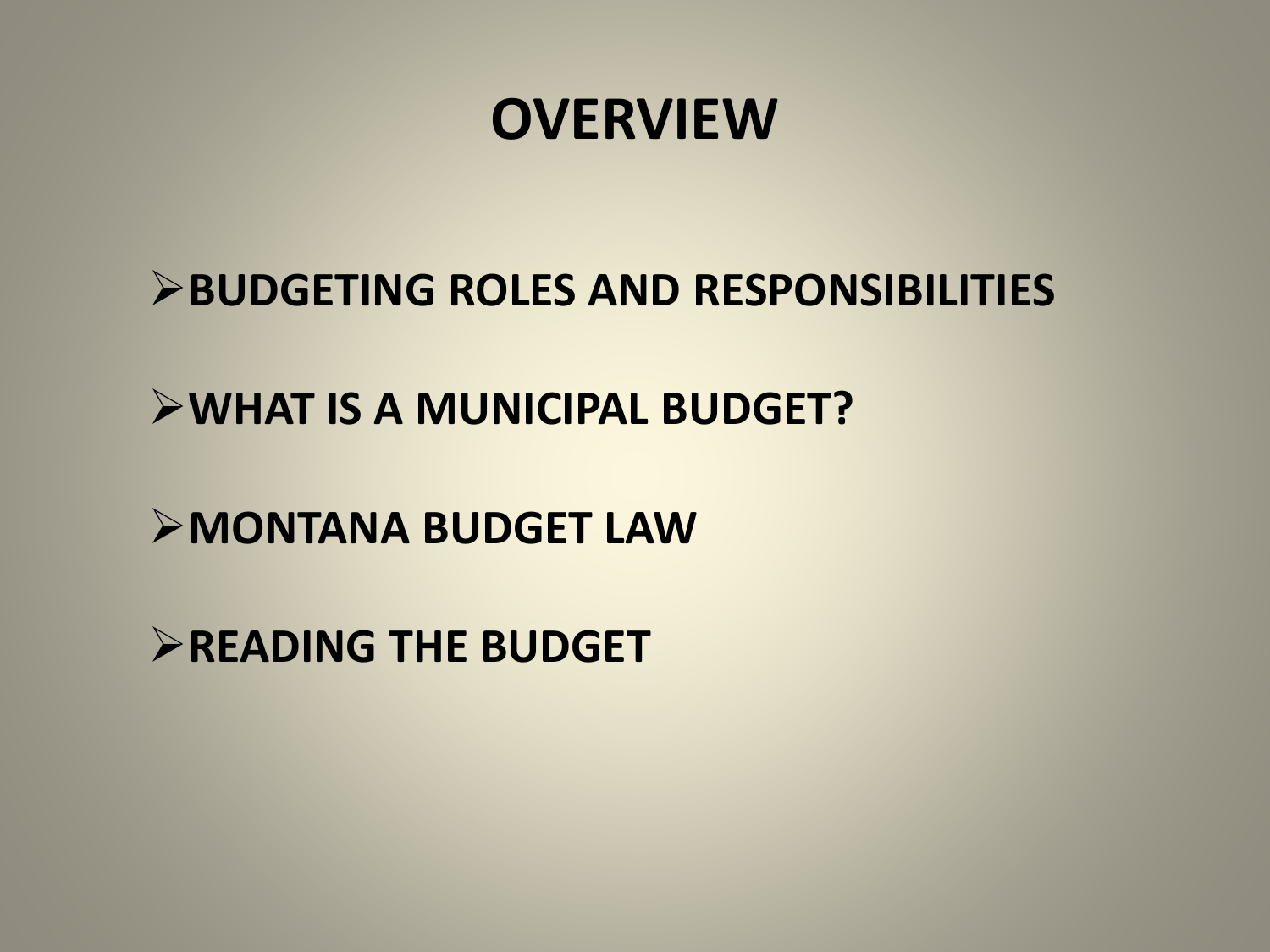# OVERVIEW

- BUDGETING ROLES AND RESPONSIBILITIES
- WHAT IS A MUNICIPAL BUDGET?
- MONTANA BUDGET LAW
- READING THE BUDGET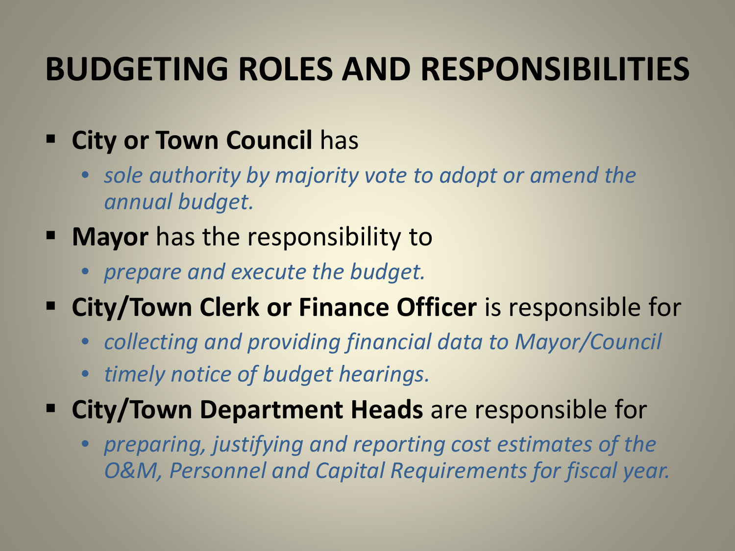# BUDGETING ROLES AND RESPONSIBILITIES

- **City or Town Council** has
  - *sole authority by majority vote to adopt or amend the annual budget.*
- **Mayor** has the responsibility to
  - *prepare and execute the budget.*
- **City/Town Clerk or Finance Officer** is responsible for
  - *collecting and providing financial data to Mayor/Council*
  - *timely notice of budget hearings.*
- **City/Town Department Heads** are responsible for
  - *preparing, justifying and reporting cost estimates of the O&M, Personnel and Capital Requirements for fiscal year.*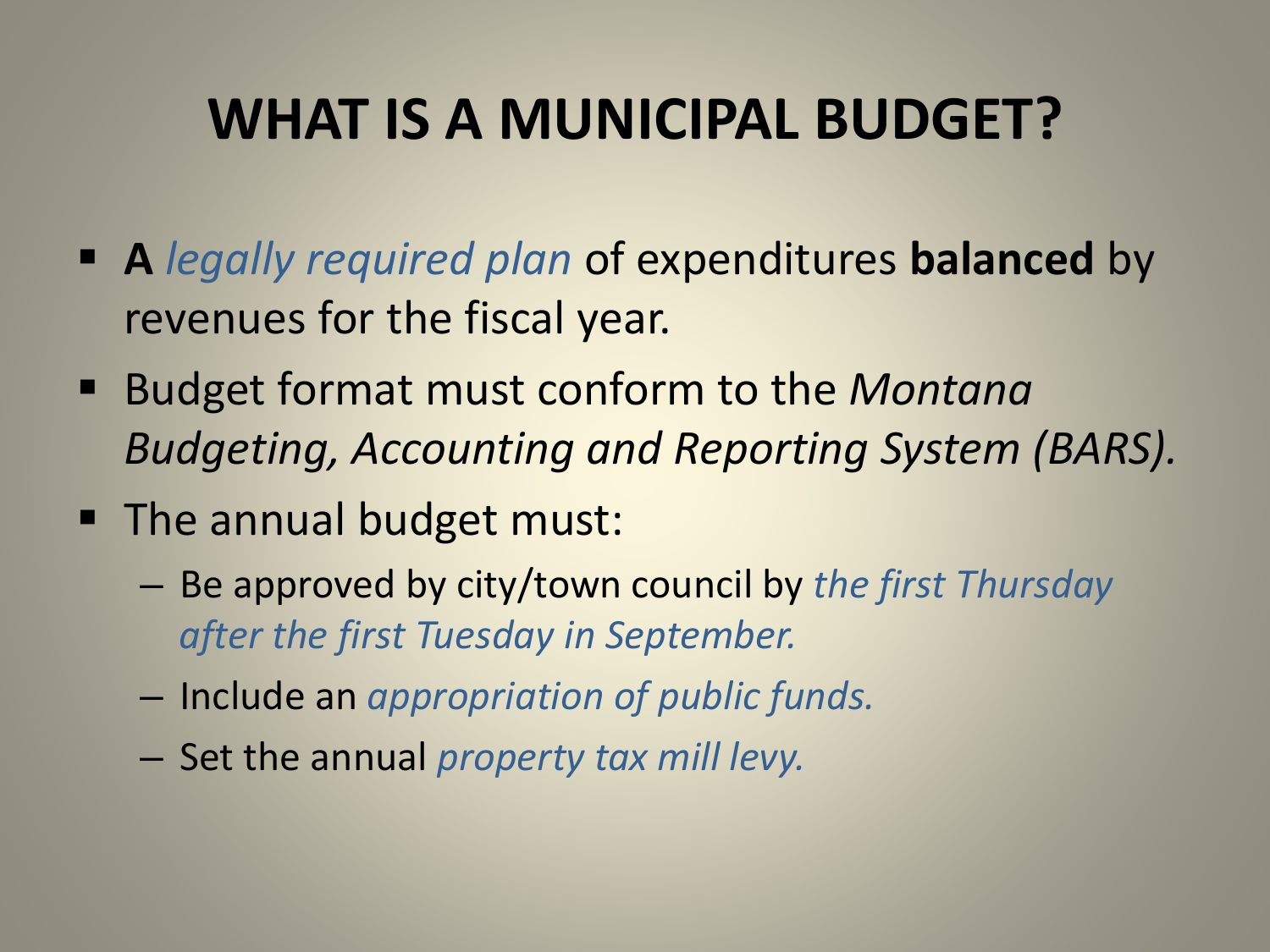# WHAT IS A MUNICIPAL BUDGET?

- **A** *legally required plan* of expenditures **balanced** by revenues for the fiscal year.
- Budget format must conform to the *Montana Budgeting, Accounting and Reporting System (BARS).*
- The annual budget must:
  - Be approved by city/town council by *the first Thursday after the first Tuesday in September.*
  - Include an *appropriation of public funds.*
  - Set the annual *property tax mill levy.*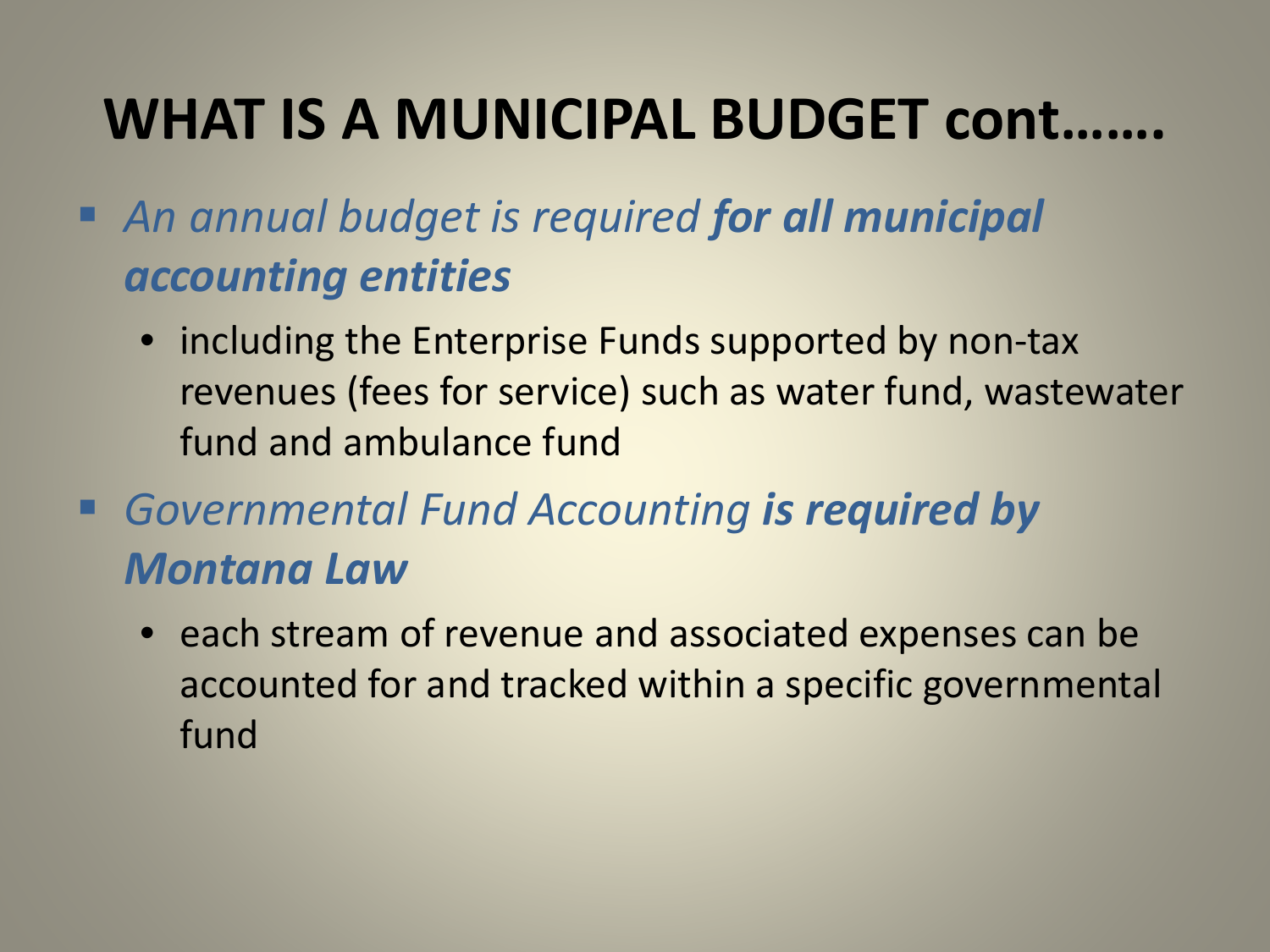# WHAT IS A MUNICIPAL BUDGET cont…….

- *An annual budget is required **for all municipal accounting entities***
  - including the Enterprise Funds supported by non-tax revenues (fees for service) such as water fund, wastewater fund and ambulance fund
- *Governmental Fund Accounting **is required by Montana Law***
  - each stream of revenue and associated expenses can be accounted for and tracked within a specific governmental fund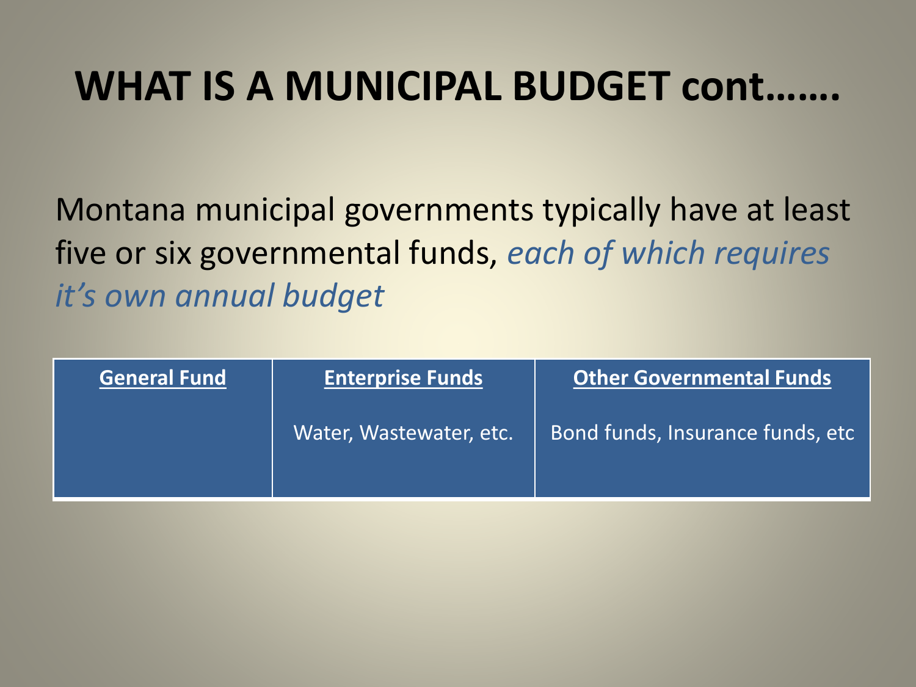# WHAT IS A MUNICIPAL BUDGET cont…….

Montana municipal governments typically have at least five or six governmental funds, *each of which requires it's own annual budget*

| General Fund | Enterprise Funds | Other Governmental Funds |
| --- | --- | --- |
| | Water, Wastewater, etc. | Bond funds, Insurance funds, etc |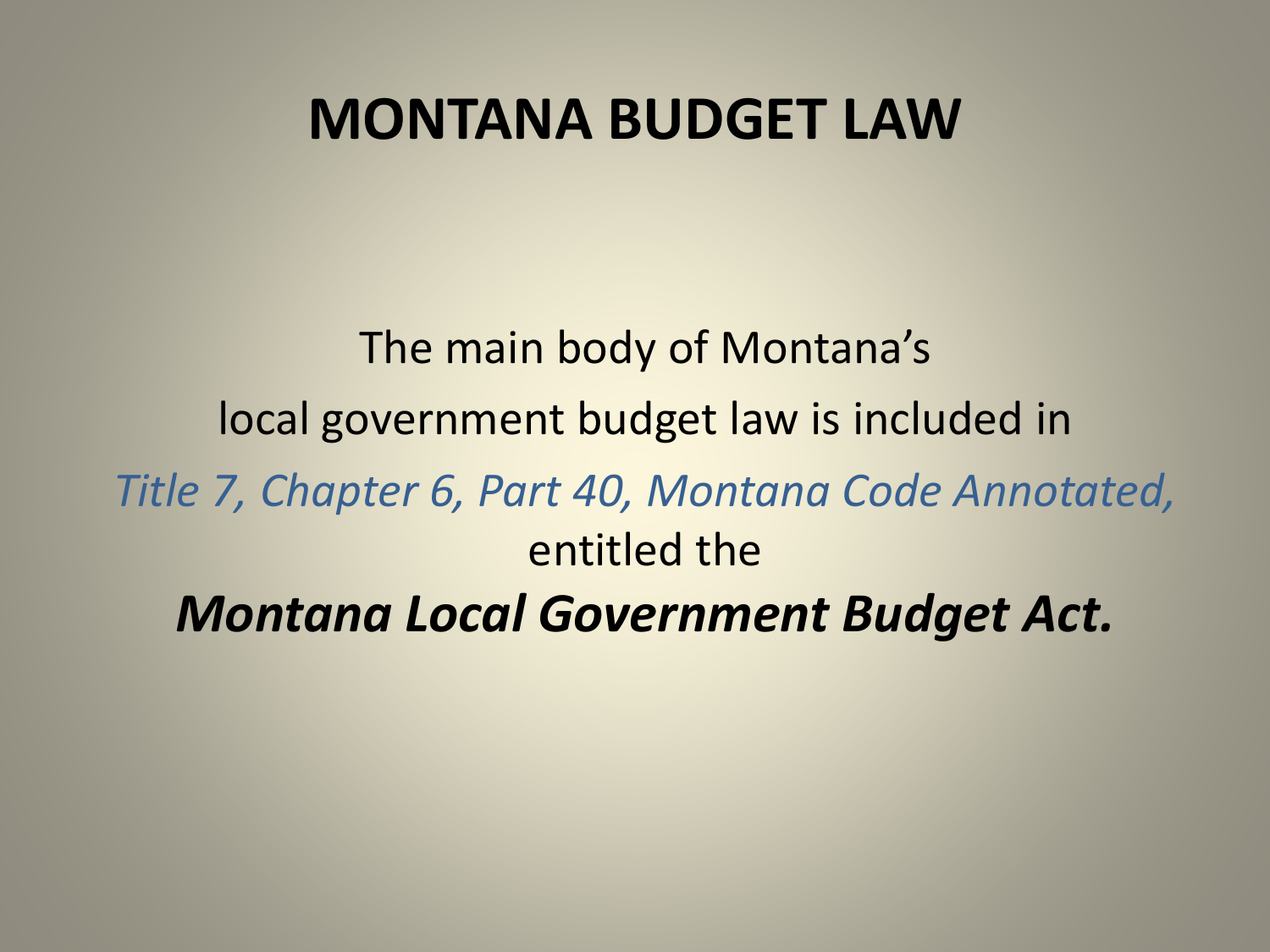# MONTANA BUDGET LAW

The main body of Montana's

local government budget law is included in

*Title 7, Chapter 6, Part 40, Montana Code Annotated,*

entitled the

***Montana Local Government Budget Act.***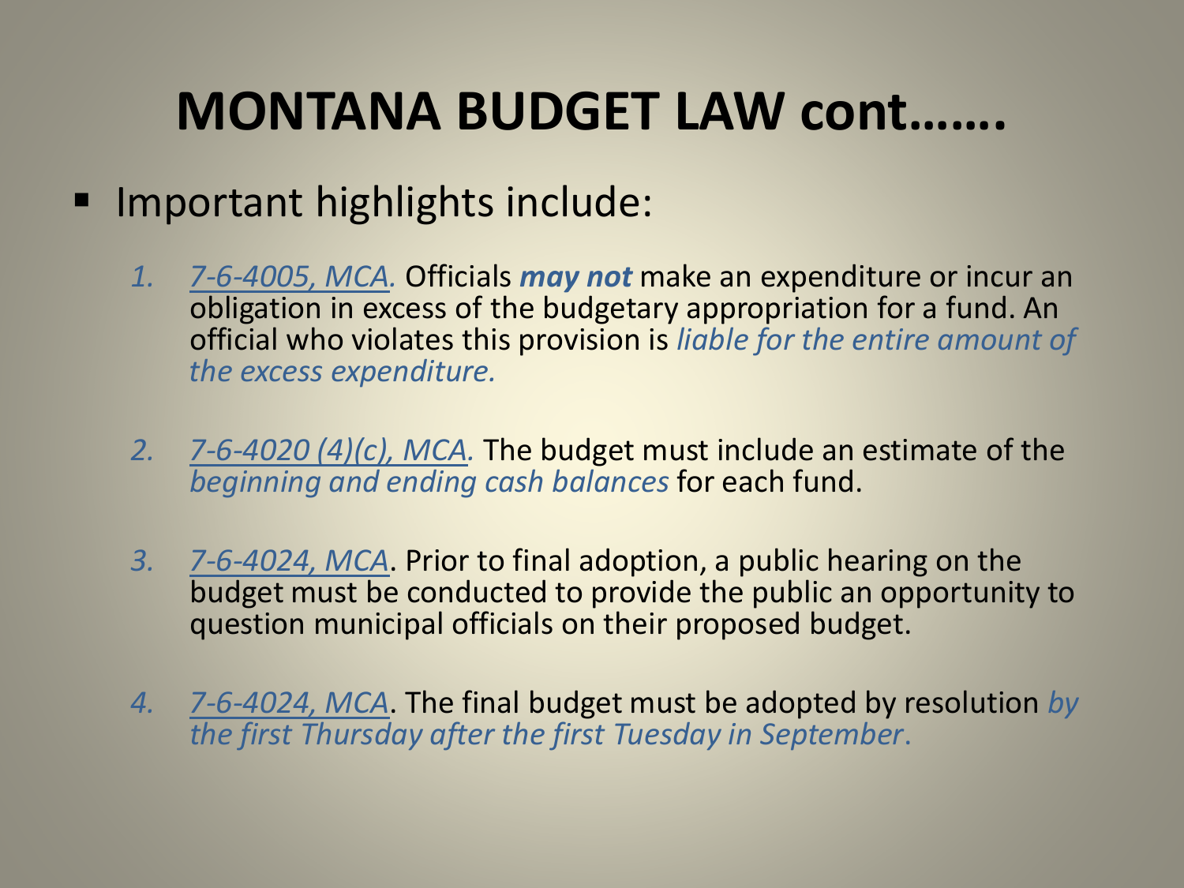# MONTANA BUDGET LAW cont…….

- Important highlights include:

  1. *7-6-4005, MCA.* Officials ***may not*** make an expenditure or incur an obligation in excess of the budgetary appropriation for a fund. An official who violates this provision is *liable for the entire amount of the excess expenditure.*

  2. *7-6-4020 (4)(c), MCA.* The budget must include an estimate of the *beginning and ending cash balances* for each fund.

  3. *7-6-4024, MCA*. Prior to final adoption, a public hearing on the budget must be conducted to provide the public an opportunity to question municipal officials on their proposed budget.

  4. *7-6-4024, MCA*. The final budget must be adopted by resolution *by the first Thursday after the first Tuesday in September*.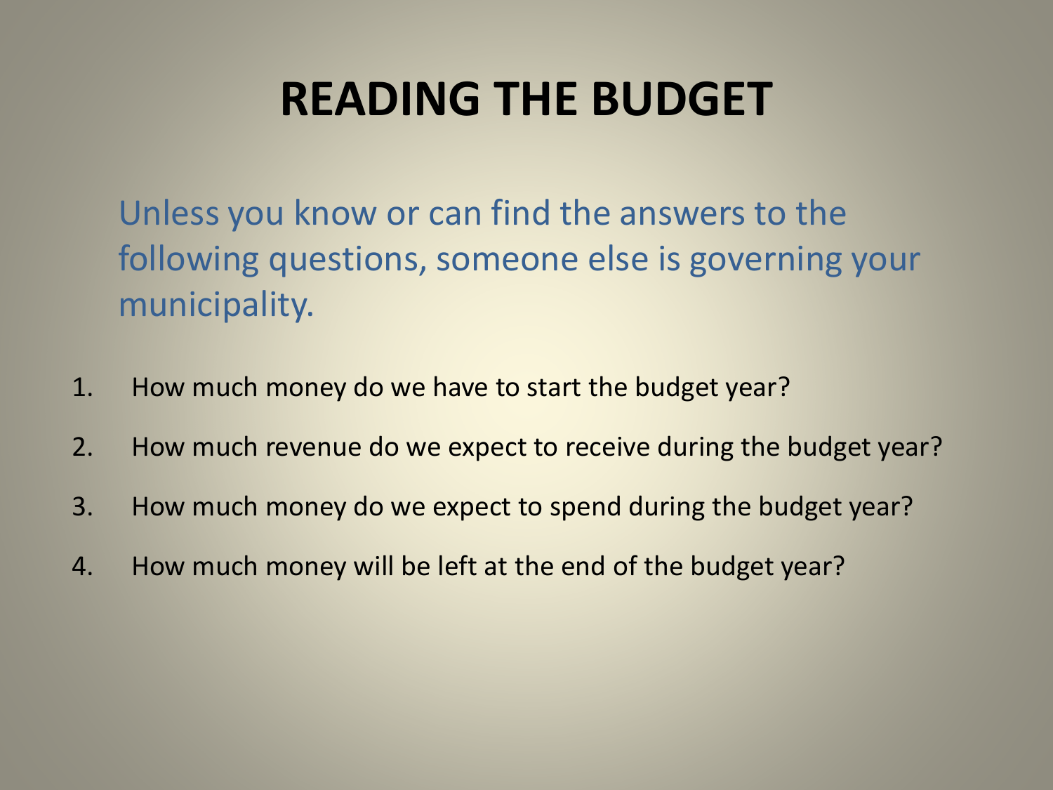# READING THE BUDGET

Unless you know or can find the answers to the following questions, someone else is governing your municipality.

1. How much money do we have to start the budget year?
2. How much revenue do we expect to receive during the budget year?
3. How much money do we expect to spend during the budget year?
4. How much money will be left at the end of the budget year?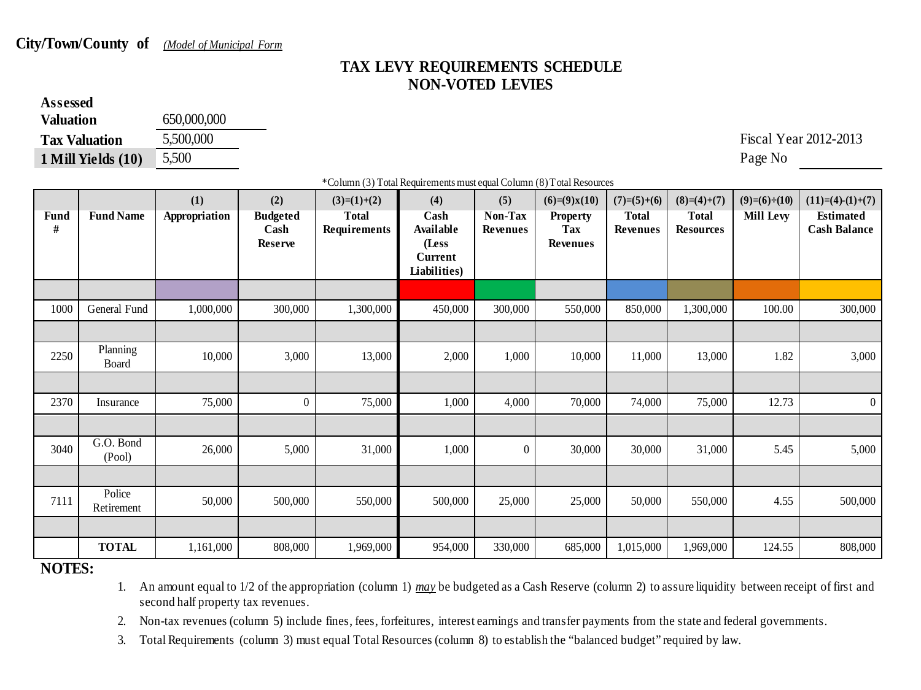**City/Town/County of** *(Model of Municipal Form*

## TAX LEVY REQUIREMENTS SCHEDULE
## NON-VOTED LEVIES

| | |
|---|---|
| **Assessed Valuation** | 650,000,000 |
| **Tax Valuation** | 5,500,000 |
| **1 Mill Yields (10)** | 5,500 |

Fiscal Year 2012-2013

Page No

*Column (3) Total Requirements must equal Column (8) Total Resources

| Fund # | Fund Name | (1) Appropriation | (2) Budgeted Cash Reserve | (3)=(1)+(2) Total Requirements | (4) Cash Available (Less Current Liabilities) | (5) Non-Tax Revenues | (6)=(9)x(10) Property Tax Revenues | (7)=(5)+(6) Total Revenues | (8)=(4)+(7) Total Resources | (9)=(6)÷(10) Mill Levy | (11)=(4)-(1)+(7) Estimated Cash Balance |
|---|---|---|---|---|---|---|---|---|---|---|---|
| 1000 | General Fund | 1,000,000 | 300,000 | 1,300,000 | 450,000 | 300,000 | 550,000 | 850,000 | 1,300,000 | 100.00 | 300,000 |
| 2250 | Planning Board | 10,000 | 3,000 | 13,000 | 2,000 | 1,000 | 10,000 | 11,000 | 13,000 | 1.82 | 3,000 |
| 2370 | Insurance | 75,000 | 0 | 75,000 | 1,000 | 4,000 | 70,000 | 74,000 | 75,000 | 12.73 | 0 |
| 3040 | G.O. Bond (Pool) | 26,000 | 5,000 | 31,000 | 1,000 | 0 | 30,000 | 30,000 | 31,000 | 5.45 | 5,000 |
| 7111 | Police Retirement | 50,000 | 500,000 | 550,000 | 500,000 | 25,000 | 25,000 | 50,000 | 550,000 | 4.55 | 500,000 |
| | **TOTAL** | 1,161,000 | 808,000 | 1,969,000 | 954,000 | 330,000 | 685,000 | 1,015,000 | 1,969,000 | 124.55 | 808,000 |

**NOTES:**

1. An amount equal to 1/2 of the appropriation (column 1) ***may*** be budgeted as a Cash Reserve (column 2) to assure liquidity between receipt of first and second half property tax revenues.
2. Non-tax revenues (column 5) include fines, fees, forfeitures, interest earnings and transfer payments from the state and federal governments.
3. Total Requirements (column 3) must equal Total Resources (column 8) to establish the "balanced budget" required by law.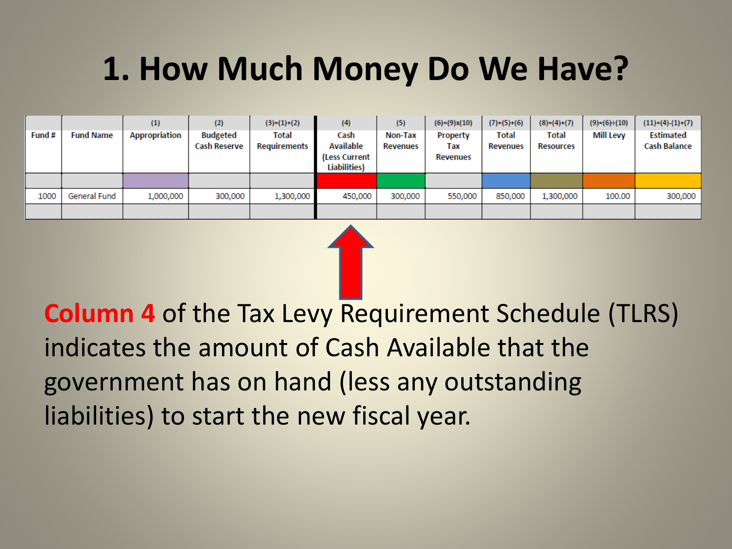# 1. How Much Money Do We Have?

| | | (1) | (2) | (3)=(1)+(2) | (4) | (5) | (6)=(9)x(10) | (7)=(5)+(6) | (8)=(4)+(7) | (9)=(6)÷(10) | (11)=(4)-(1)+(7) |
|---|---|---|---|---|---|---|---|---|---|---|---|
| Fund # | Fund Name | Appropriation | Budgeted Cash Reserve | Total Requirements | Cash Available (Less Current Liabilities) | Non-Tax Revenues | Property Tax Revenues | Total Revenues | Total Resources | Mill Levy | Estimated Cash Balance |
| | | | | | | | | | | | |
| 1000 | General Fund | 1,000,000 | 300,000 | 1,300,000 | 450,000 | 300,000 | 550,000 | 850,000 | 1,300,000 | 100.00 | 300,000 |
| | | | | | | | | | | | |

**Column 4** of the Tax Levy Requirement Schedule (TLRS) indicates the amount of Cash Available that the government has on hand (less any outstanding liabilities) to start the new fiscal year.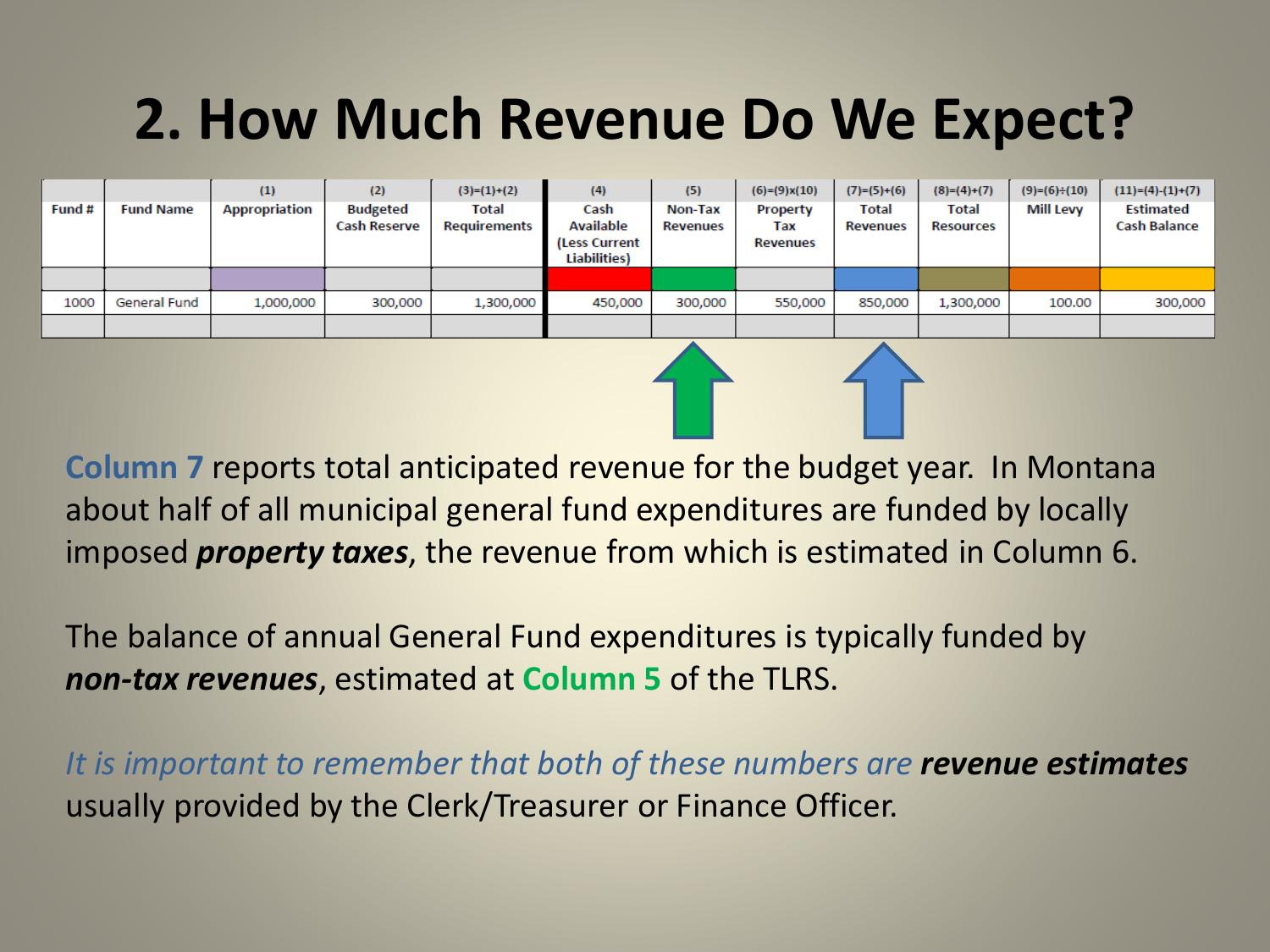# 2. How Much Revenue Do We Expect?

| | | (1) | (2) | (3)=(1)+(2) | (4) | (5) | (6)=(9)x(10) | (7)=(5)+(6) | (8)=(4)+(7) | (9)=(6)÷(10) | (11)=(4)-(1)+(7) |
|---|---|---|---|---|---|---|---|---|---|---|---|
| Fund # | Fund Name | Appropriation | Budgeted Cash Reserve | Total Requirements | Cash Available (Less Current Liabilities) | Non-Tax Revenues | Property Tax Revenues | Total Revenues | Total Resources | Mill Levy | Estimated Cash Balance |
| | | | | | | | | | | | |
| 1000 | General Fund | 1,000,000 | 300,000 | 1,300,000 | 450,000 | 300,000 | 550,000 | 850,000 | 1,300,000 | 100.00 | 300,000 |
| | | | | | | | | | | | |

**Column 7** reports total anticipated revenue for the budget year. In Montana about half of all municipal general fund expenditures are funded by locally imposed ***property taxes***, the revenue from which is estimated in Column 6.

The balance of annual General Fund expenditures is typically funded by ***non-tax revenues***, estimated at **Column 5** of the TLRS.

*It is important to remember that both of these numbers are* ***revenue estimates*** usually provided by the Clerk/Treasurer or Finance Officer.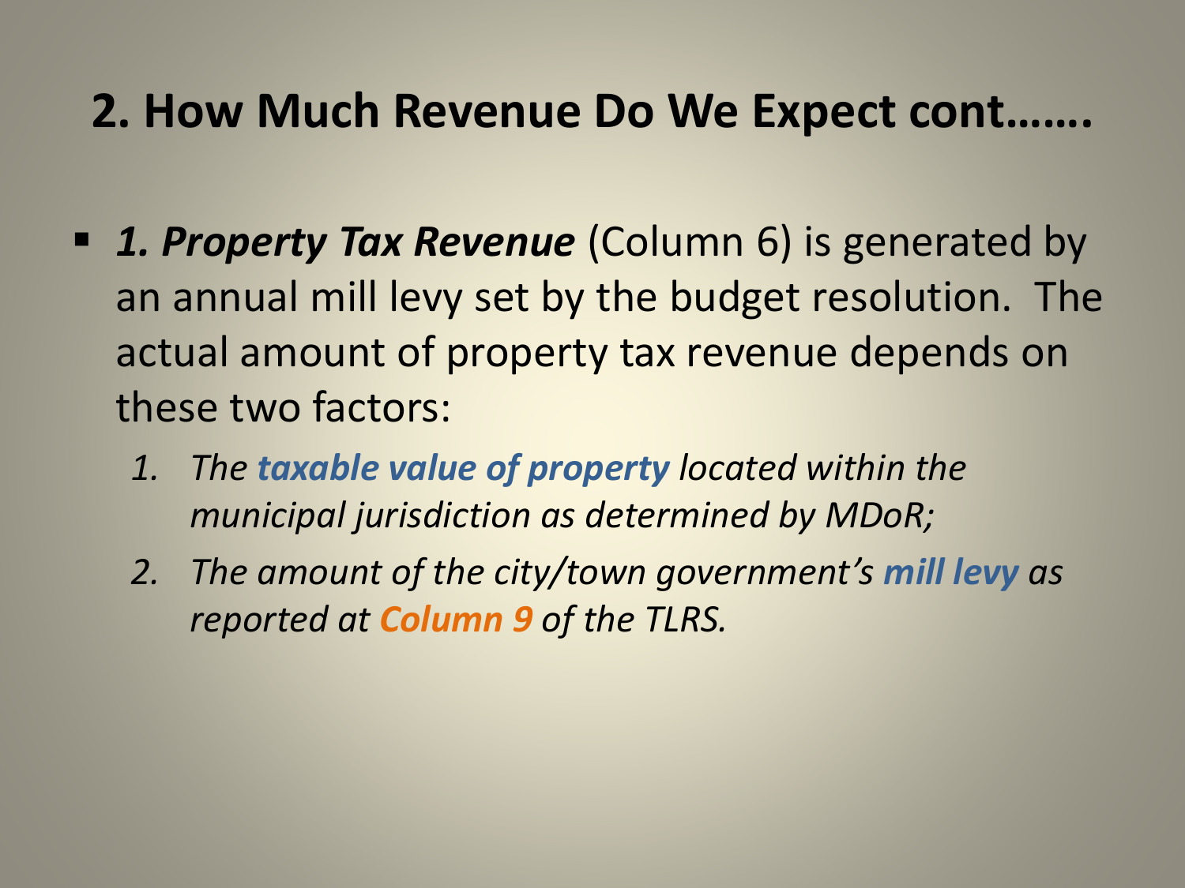## 2. How Much Revenue Do We Expect cont…….

- ***1. Property Tax Revenue*** (Column 6) is generated by an annual mill levy set by the budget resolution. The actual amount of property tax revenue depends on these two factors:
  1. *The **taxable value of property** located within the municipal jurisdiction as determined by MDoR;*
  2. *The amount of the city/town government's **mill levy** as reported at **Column 9** of the TLRS.*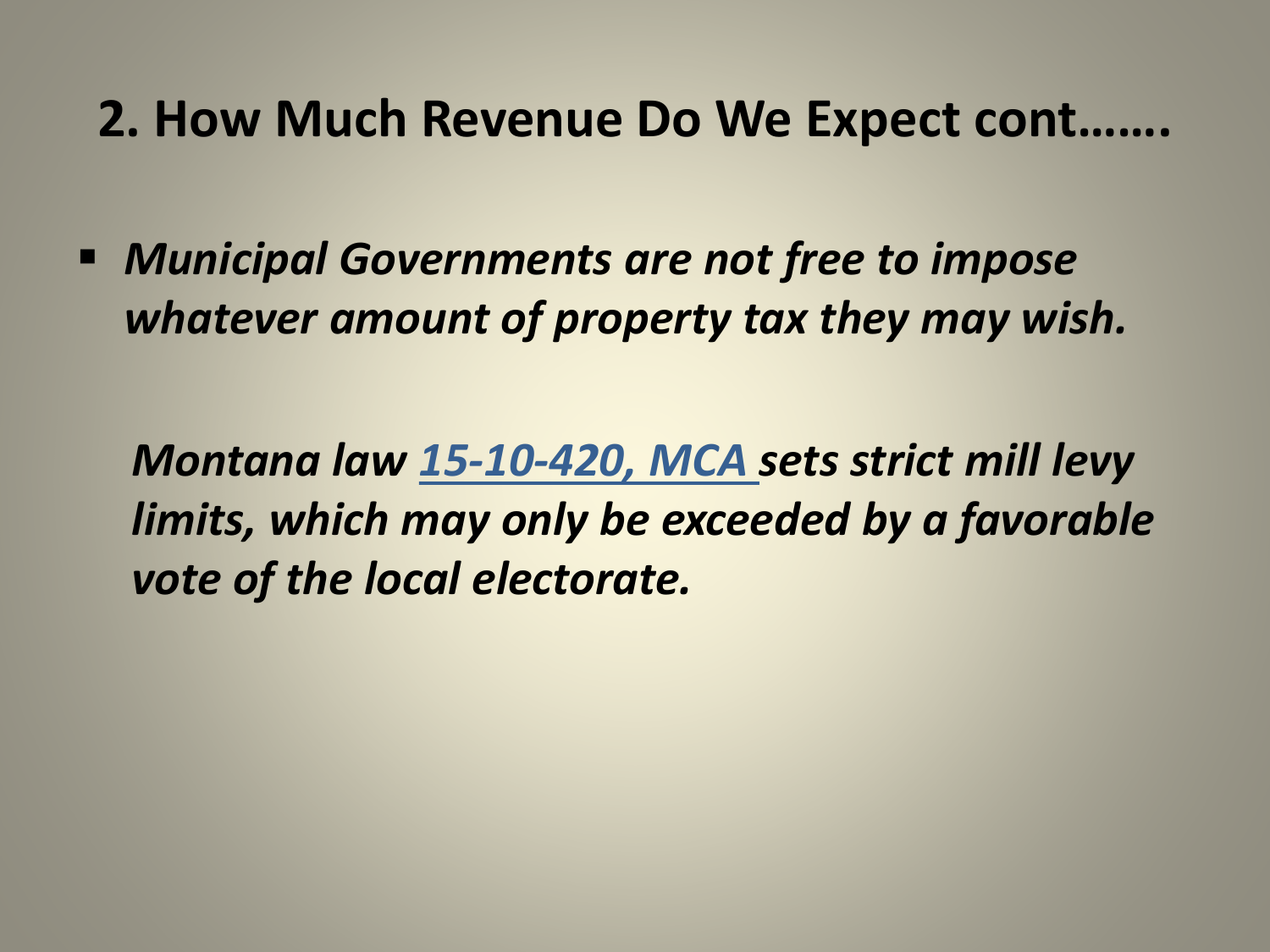## 2. How Much Revenue Do We Expect cont…….

- *Municipal Governments are not free to impose whatever amount of property tax they may wish.*

*Montana law 15-10-420, MCA sets strict mill levy limits, which may only be exceeded by a favorable vote of the local electorate.*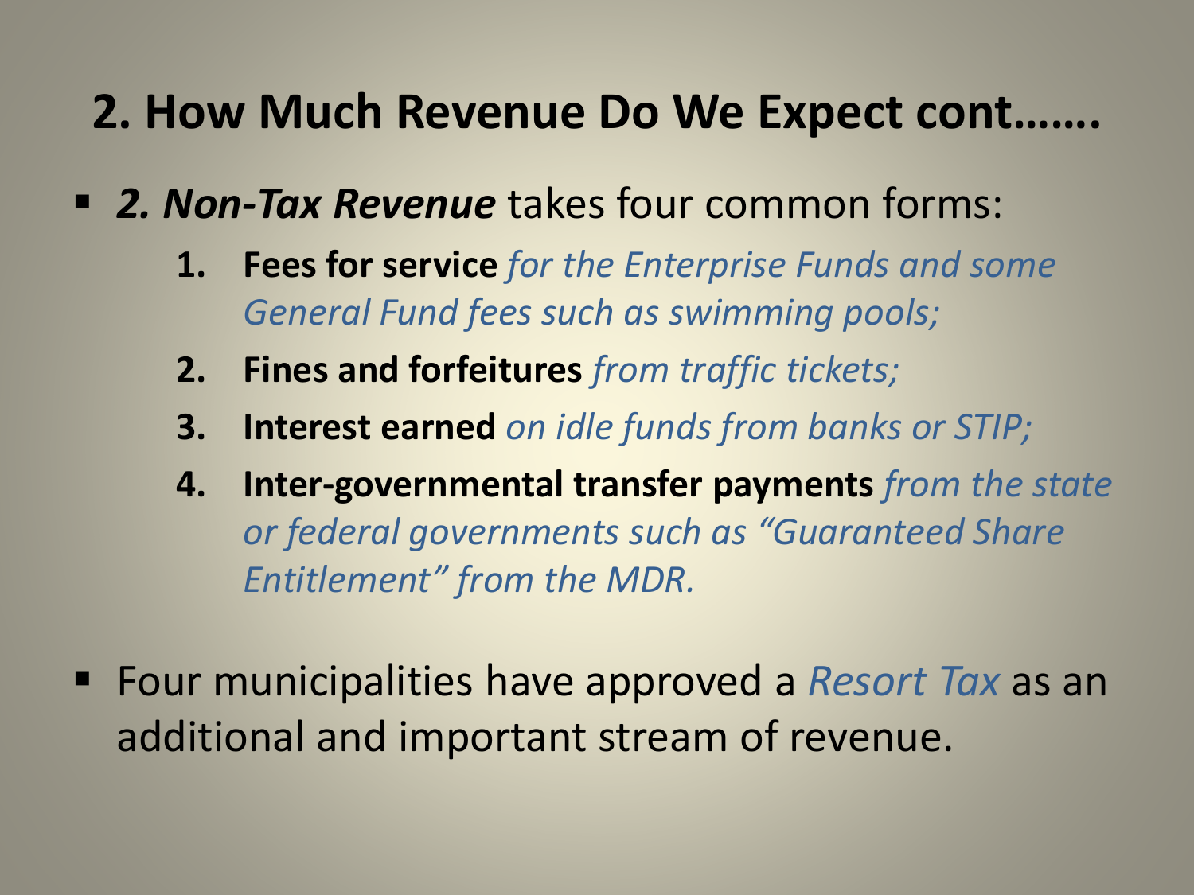# 2. How Much Revenue Do We Expect cont…….

- ***2. Non-Tax Revenue*** takes four common forms:
  1. **Fees for service** *for the Enterprise Funds and some General Fund fees such as swimming pools;*
  2. **Fines and forfeitures** *from traffic tickets;*
  3. **Interest earned** *on idle funds from banks or STIP;*
  4. **Inter-governmental transfer payments** *from the state or federal governments such as "Guaranteed Share Entitlement" from the MDR.*

- Four municipalities have approved a *Resort Tax* as an additional and important stream of revenue.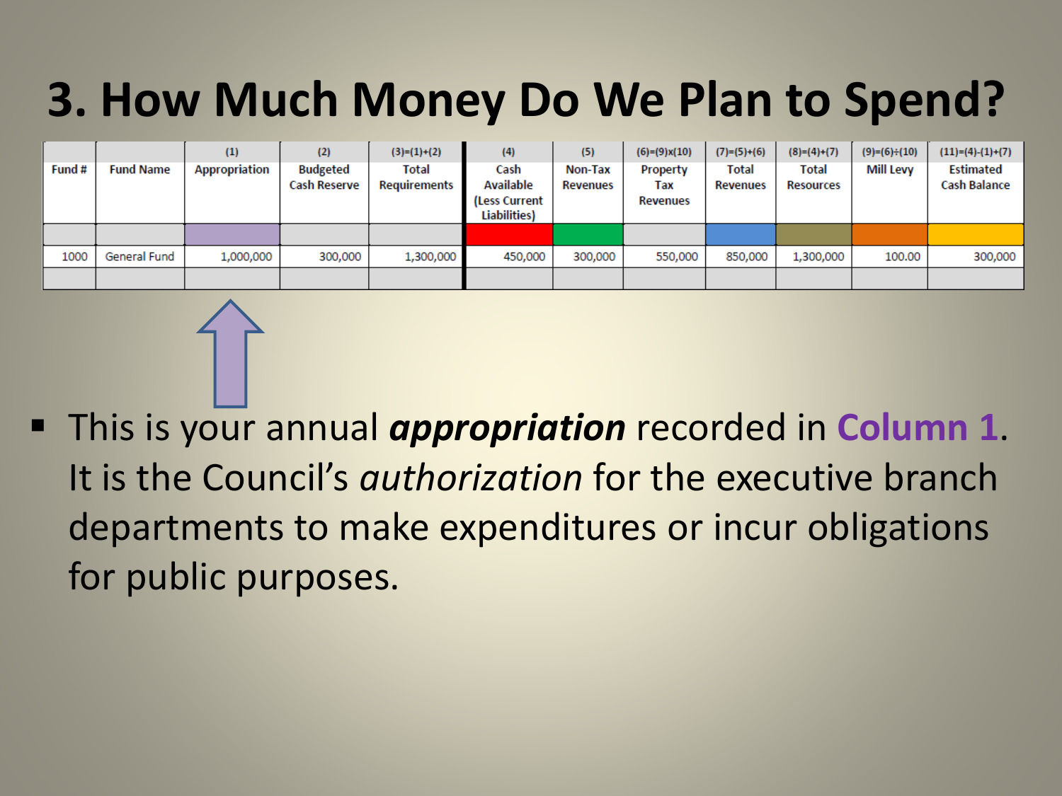# 3. How Much Money Do We Plan to Spend?

| Fund # | Fund Name | (1) Appropriation | (2) Budgeted Cash Reserve | (3)=(1)+(2) Total Requirements | (4) Cash Available (Less Current Liabilities) | (5) Non-Tax Revenues | (6)=(9)x(10) Property Tax Revenues | (7)=(5)+(6) Total Revenues | (8)=(4)+(7) Total Resources | (9)=(6)÷(10) Mill Levy | (11)=(4)-(1)+(7) Estimated Cash Balance |
|---|---|---|---|---|---|---|---|---|---|---|---|
| | | | | | | | | | | | |
| 1000 | General Fund | 1,000,000 | 300,000 | 1,300,000 | 450,000 | 300,000 | 550,000 | 850,000 | 1,300,000 | 100.00 | 300,000 |
| | | | | | | | | | | | |

- This is your annual ***appropriation*** recorded in **Column 1**. It is the Council's *authorization* for the executive branch departments to make expenditures or incur obligations for public purposes.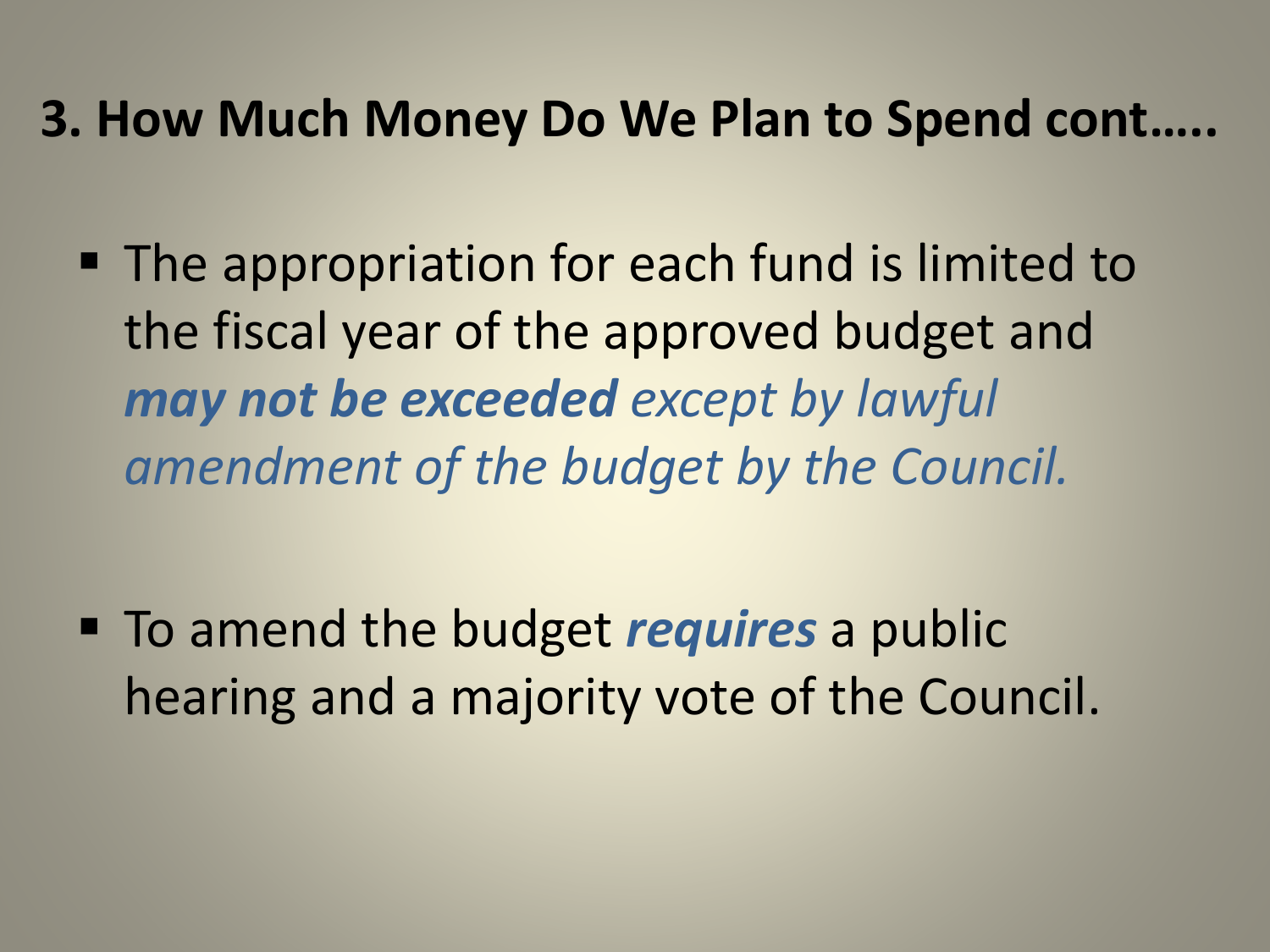## 3. How Much Money Do We Plan to Spend cont…..

- The appropriation for each fund is limited to the fiscal year of the approved budget and ***may not be exceeded*** *except by lawful amendment of the budget by the Council.*

- To amend the budget ***requires*** a public hearing and a majority vote of the Council.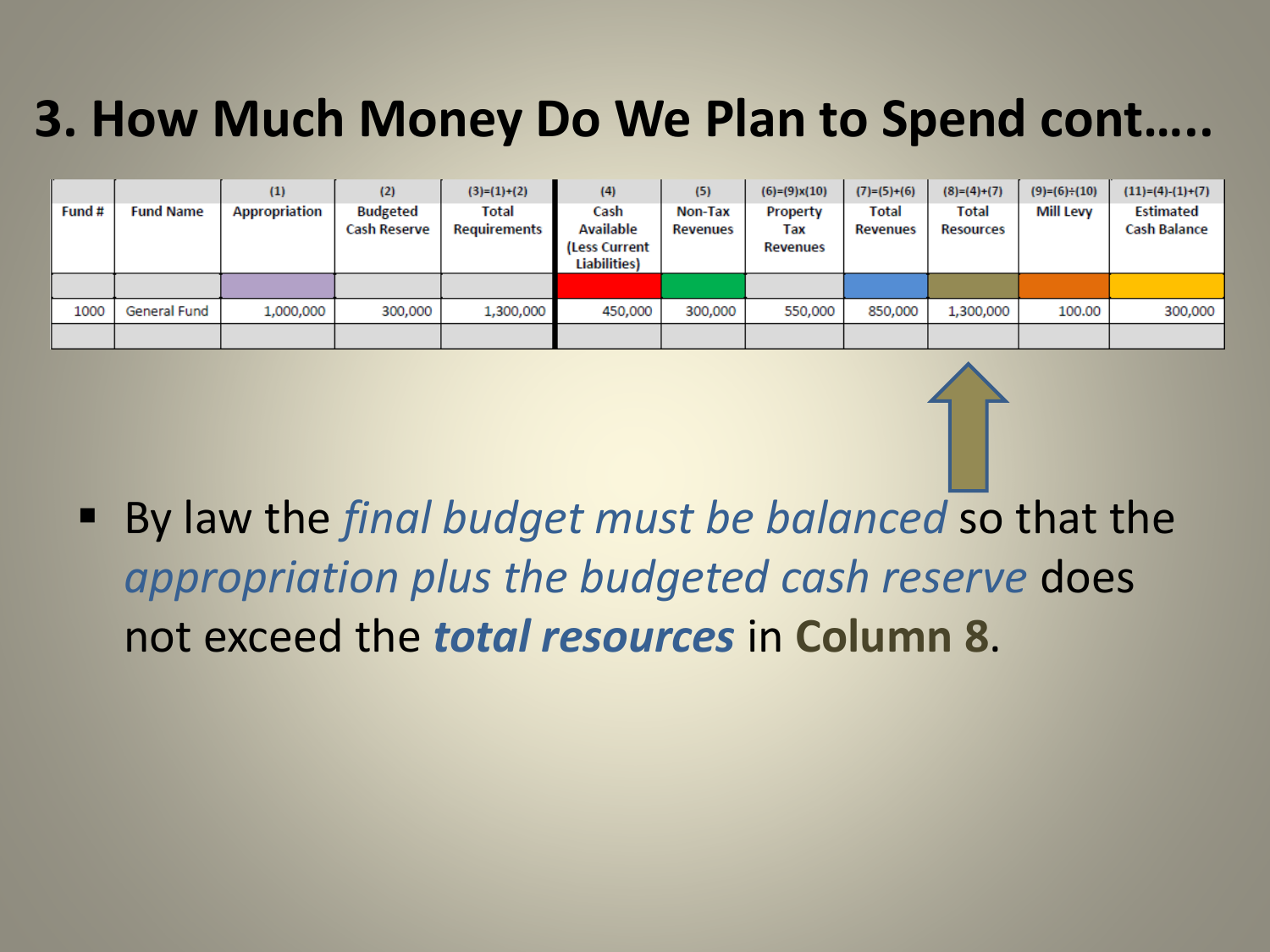# 3. How Much Money Do We Plan to Spend cont…..

| Fund # | Fund Name | (1) Appropriation | (2) Budgeted Cash Reserve | (3)=(1)+(2) Total Requirements | (4) Cash Available (Less Current Liabilities) | (5) Non-Tax Revenues | (6)=(9)x(10) Property Tax Revenues | (7)=(5)+(6) Total Revenues | (8)=(4)+(7) Total Resources | (9)=(6)÷(10) Mill Levy | (11)=(4)-(1)+(7) Estimated Cash Balance |
|---|---|---|---|---|---|---|---|---|---|---|---|
| | | | | | | | | | | | |
| 1000 | General Fund | 1,000,000 | 300,000 | 1,300,000 | 450,000 | 300,000 | 550,000 | 850,000 | 1,300,000 | 100.00 | 300,000 |
| | | | | | | | | | | | |

- By law the *final budget must be balanced* so that the *appropriation plus the budgeted cash reserve* does not exceed the ***total resources*** in **Column 8**.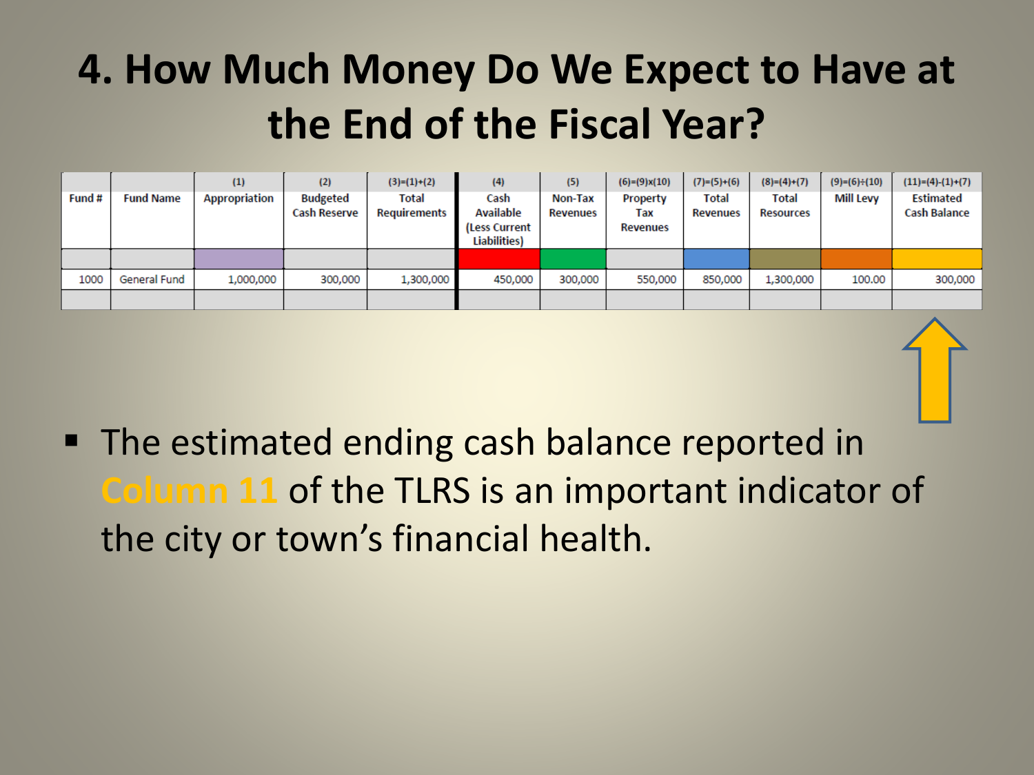# 4. How Much Money Do We Expect to Have at the End of the Fiscal Year?

| | | (1) | (2) | (3)=(1)+(2) | (4) | (5) | (6)=(9)x(10) | (7)=(5)+(6) | (8)=(4)+(7) | (9)=(6)÷(10) | (11)=(4)-(1)+(7) |
|---|---|---|---|---|---|---|---|---|---|---|---|
| Fund # | Fund Name | Appropriation | Budgeted Cash Reserve | Total Requirements | Cash Available (Less Current Liabilities) | Non-Tax Revenues | Property Tax Revenues | Total Revenues | Total Resources | Mill Levy | Estimated Cash Balance |
| | | | | | | | | | | | |
| 1000 | General Fund | 1,000,000 | 300,000 | 1,300,000 | 450,000 | 300,000 | 550,000 | 850,000 | 1,300,000 | 100.00 | 300,000 |
| | | | | | | | | | | | |

- The estimated ending cash balance reported in Column 11 of the TLRS is an important indicator of the city or town's financial health.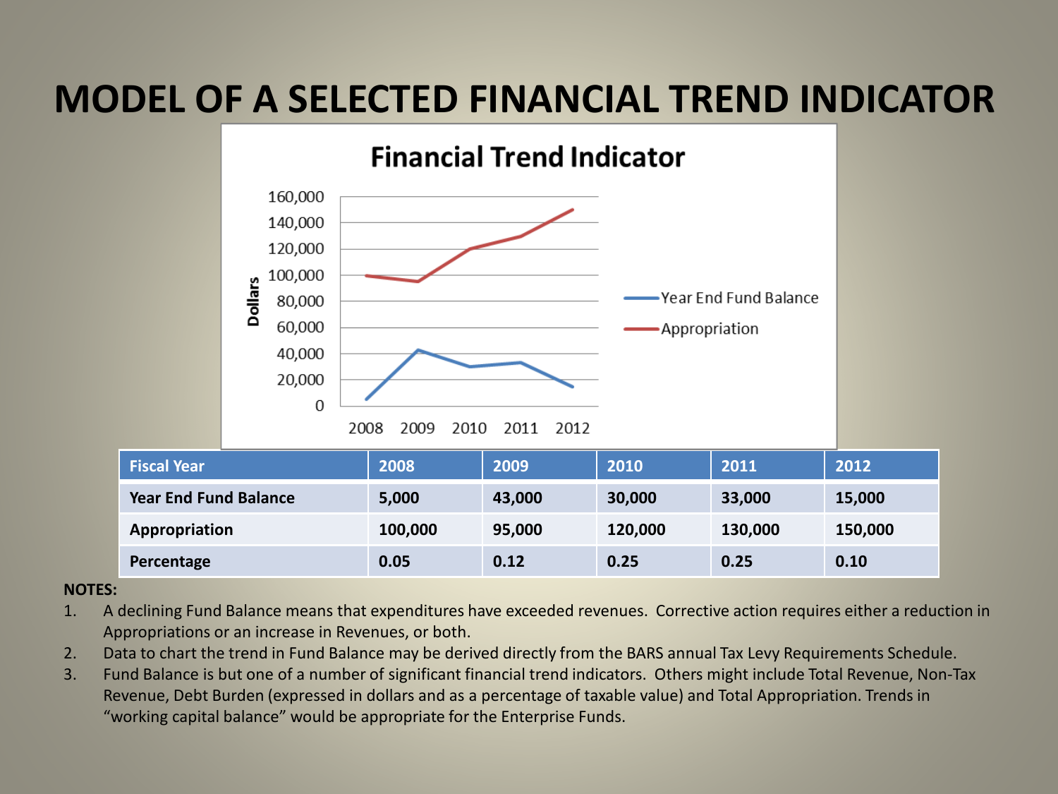# MODEL OF A SELECTED FINANCIAL TREND INDICATOR

| Fiscal Year | 2008 | 2009 | 2010 | 2011 | 2012 |
|---|---|---|---|---|---|
| Year End Fund Balance | 5,000 | 43,000 | 30,000 | 33,000 | 15,000 |
| Appropriation | 100,000 | 95,000 | 120,000 | 130,000 | 150,000 |
| Percentage | 0.05 | 0.12 | 0.25 | 0.25 | 0.10 |

**NOTES:**

1. A declining Fund Balance means that expenditures have exceeded revenues. Corrective action requires either a reduction in Appropriations or an increase in Revenues, or both.
2. Data to chart the trend in Fund Balance may be derived directly from the BARS annual Tax Levy Requirements Schedule.
3. Fund Balance is but one of a number of significant financial trend indicators. Others might include Total Revenue, Non-Tax Revenue, Debt Burden (expressed in dollars and as a percentage of taxable value) and Total Appropriation. Trends in "working capital balance" would be appropriate for the Enterprise Funds.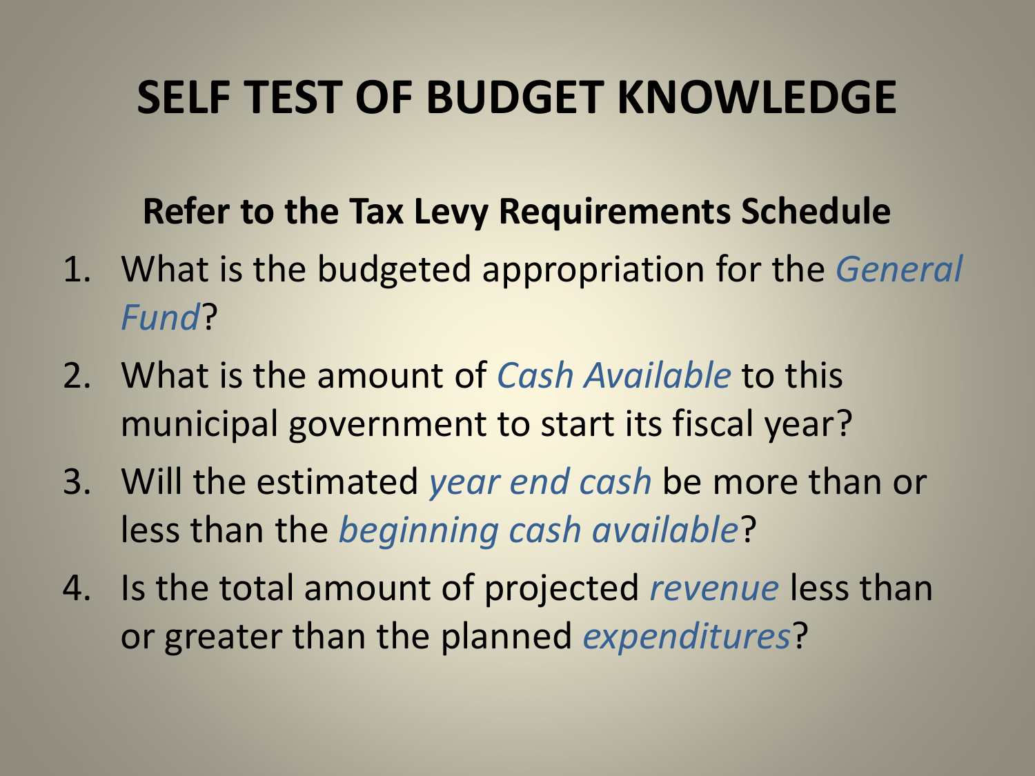# SELF TEST OF BUDGET KNOWLEDGE

**Refer to the Tax Levy Requirements Schedule**

1. What is the budgeted appropriation for the *General Fund*?
2. What is the amount of *Cash Available* to this municipal government to start its fiscal year?
3. Will the estimated *year end cash* be more than or less than the *beginning cash available*?
4. Is the total amount of projected *revenue* less than or greater than the planned *expenditures*?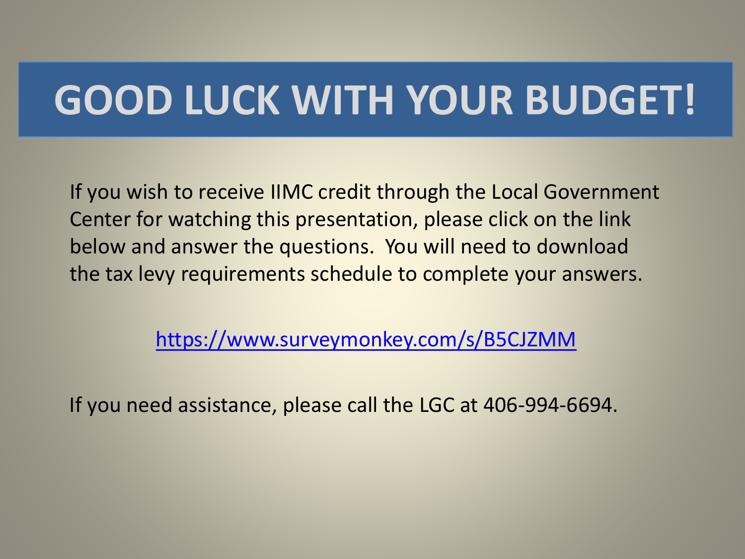# GOOD LUCK WITH YOUR BUDGET!

If you wish to receive IIMC credit through the Local Government Center for watching this presentation, please click on the link below and answer the questions. You will need to download the tax levy requirements schedule to complete your answers.

https://www.surveymonkey.com/s/B5CJZMM

If you need assistance, please call the LGC at 406-994-6694.